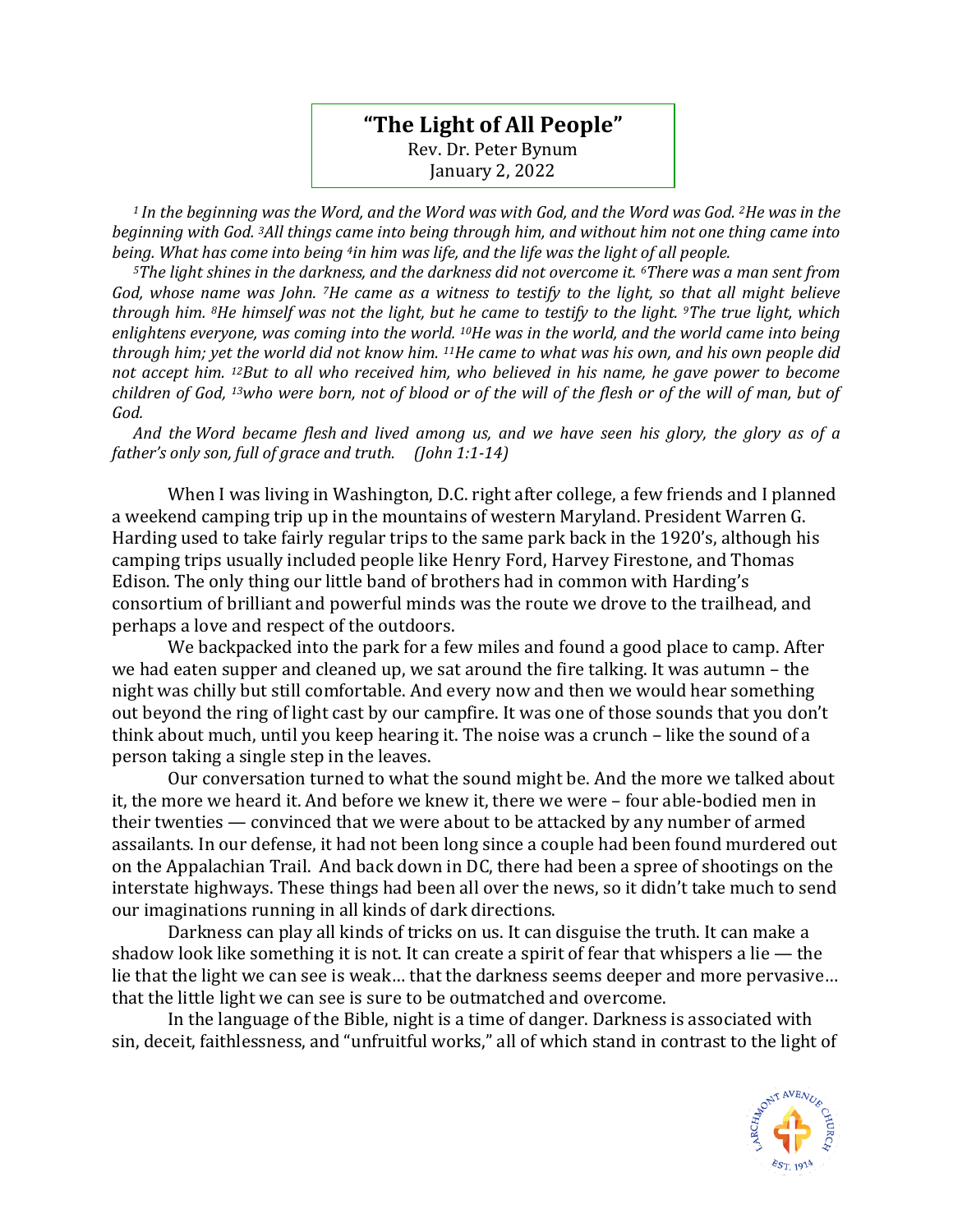# "The Light of All People"

Rev. Dr. Peter Bynum
January 2, 2022

*[1] In the beginning was the Word, and the Word was with God, and the Word was God. [2] He was in the beginning with God. [3] All things came into being through him, and without him not one thing came into being. What has come into being [4] in him was life, and the life was the light of all people.*

*[5] The light shines in the darkness, and the darkness did not overcome it. [6] There was a man sent from God, whose name was John. [7] He came as a witness to testify to the light, so that all might believe through him. [8] He himself was not the light, but he came to testify to the light. [9] The true light, which enlightens everyone, was coming into the world. [10] He was in the world, and the world came into being through him; yet the world did not know him. [11] He came to what was his own, and his own people did not accept him. [12] But to all who received him, who believed in his name, he gave power to become children of God, [13] who were born, not of blood or of the will of the flesh or of the will of man, but of God.*

*And the Word became flesh and lived among us, and we have seen his glory, the glory as of a father's only son, full of grace and truth. (John 1:1-14)*

When I was living in Washington, D.C. right after college, a few friends and I planned a weekend camping trip up in the mountains of western Maryland. President Warren G. Harding used to take fairly regular trips to the same park back in the 1920's, although his camping trips usually included people like Henry Ford, Harvey Firestone, and Thomas Edison. The only thing our little band of brothers had in common with Harding's consortium of brilliant and powerful minds was the route we drove to the trailhead, and perhaps a love and respect of the outdoors.

We backpacked into the park for a few miles and found a good place to camp. After we had eaten supper and cleaned up, we sat around the fire talking. It was autumn – the night was chilly but still comfortable. And every now and then we would hear something out beyond the ring of light cast by our campfire. It was one of those sounds that you don't think about much, until you keep hearing it. The noise was a crunch – like the sound of a person taking a single step in the leaves.

Our conversation turned to what the sound might be. And the more we talked about it, the more we heard it. And before we knew it, there we were – four able-bodied men in their twenties — convinced that we were about to be attacked by any number of armed assailants. In our defense, it had not been long since a couple had been found murdered out on the Appalachian Trail. And back down in DC, there had been a spree of shootings on the interstate highways. These things had been all over the news, so it didn't take much to send our imaginations running in all kinds of dark directions.

Darkness can play all kinds of tricks on us. It can disguise the truth. It can make a shadow look like something it is not. It can create a spirit of fear that whispers a lie — the lie that the light we can see is weak… that the darkness seems deeper and more pervasive… that the little light we can see is sure to be outmatched and overcome.

In the language of the Bible, night is a time of danger. Darkness is associated with sin, deceit, faithlessness, and "unfruitful works," all of which stand in contrast to the light of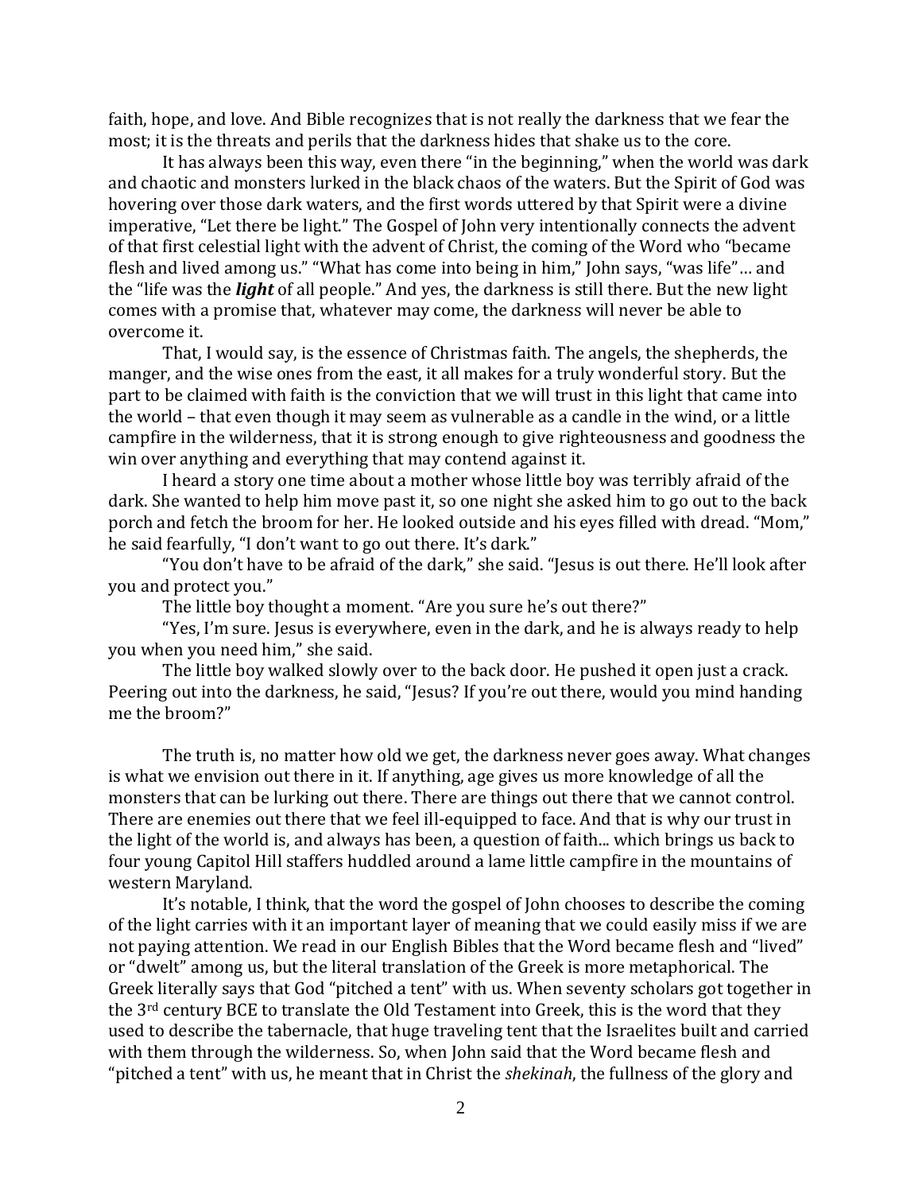faith, hope, and love. And Bible recognizes that is not really the darkness that we fear the most; it is the threats and perils that the darkness hides that shake us to the core.

It has always been this way, even there "in the beginning," when the world was dark and chaotic and monsters lurked in the black chaos of the waters. But the Spirit of God was hovering over those dark waters, and the first words uttered by that Spirit were a divine imperative, "Let there be light." The Gospel of John very intentionally connects the advent of that first celestial light with the advent of Christ, the coming of the Word who "became flesh and lived among us." "What has come into being in him," John says, "was life"… and the "life was the ***light*** of all people." And yes, the darkness is still there. But the new light comes with a promise that, whatever may come, the darkness will never be able to overcome it.

That, I would say, is the essence of Christmas faith. The angels, the shepherds, the manger, and the wise ones from the east, it all makes for a truly wonderful story. But the part to be claimed with faith is the conviction that we will trust in this light that came into the world – that even though it may seem as vulnerable as a candle in the wind, or a little campfire in the wilderness, that it is strong enough to give righteousness and goodness the win over anything and everything that may contend against it.

I heard a story one time about a mother whose little boy was terribly afraid of the dark. She wanted to help him move past it, so one night she asked him to go out to the back porch and fetch the broom for her. He looked outside and his eyes filled with dread. "Mom," he said fearfully, "I don't want to go out there. It's dark."

"You don't have to be afraid of the dark," she said. "Jesus is out there. He'll look after you and protect you."

The little boy thought a moment. "Are you sure he's out there?"

"Yes, I'm sure. Jesus is everywhere, even in the dark, and he is always ready to help you when you need him," she said.

The little boy walked slowly over to the back door. He pushed it open just a crack. Peering out into the darkness, he said, "Jesus? If you're out there, would you mind handing me the broom?"

The truth is, no matter how old we get, the darkness never goes away. What changes is what we envision out there in it. If anything, age gives us more knowledge of all the monsters that can be lurking out there. There are things out there that we cannot control. There are enemies out there that we feel ill-equipped to face. And that is why our trust in the light of the world is, and always has been, a question of faith... which brings us back to four young Capitol Hill staffers huddled around a lame little campfire in the mountains of western Maryland.

It's notable, I think, that the word the gospel of John chooses to describe the coming of the light carries with it an important layer of meaning that we could easily miss if we are not paying attention. We read in our English Bibles that the Word became flesh and "lived" or "dwelt" among us, but the literal translation of the Greek is more metaphorical. The Greek literally says that God "pitched a tent" with us. When seventy scholars got together in the 3rd century BCE to translate the Old Testament into Greek, this is the word that they used to describe the tabernacle, that huge traveling tent that the Israelites built and carried with them through the wilderness. So, when John said that the Word became flesh and "pitched a tent" with us, he meant that in Christ the *shekinah*, the fullness of the glory and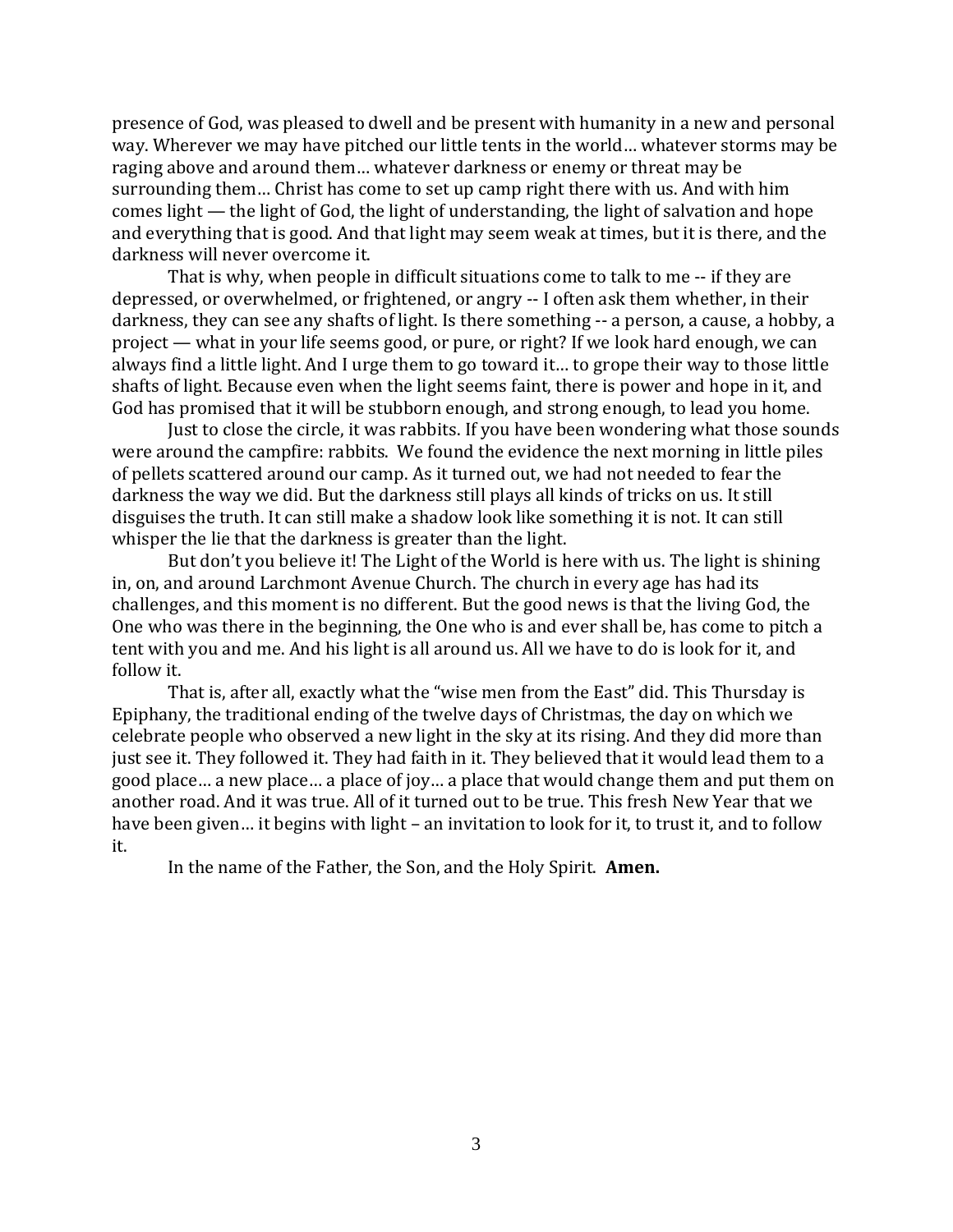presence of God, was pleased to dwell and be present with humanity in a new and personal way. Wherever we may have pitched our little tents in the world… whatever storms may be raging above and around them… whatever darkness or enemy or threat may be surrounding them… Christ has come to set up camp right there with us. And with him comes light — the light of God, the light of understanding, the light of salvation and hope and everything that is good. And that light may seem weak at times, but it is there, and the darkness will never overcome it.

That is why, when people in difficult situations come to talk to me -- if they are depressed, or overwhelmed, or frightened, or angry -- I often ask them whether, in their darkness, they can see any shafts of light. Is there something -- a person, a cause, a hobby, a project — what in your life seems good, or pure, or right? If we look hard enough, we can always find a little light. And I urge them to go toward it… to grope their way to those little shafts of light. Because even when the light seems faint, there is power and hope in it, and God has promised that it will be stubborn enough, and strong enough, to lead you home.

Just to close the circle, it was rabbits. If you have been wondering what those sounds were around the campfire: rabbits. We found the evidence the next morning in little piles of pellets scattered around our camp. As it turned out, we had not needed to fear the darkness the way we did. But the darkness still plays all kinds of tricks on us. It still disguises the truth. It can still make a shadow look like something it is not. It can still whisper the lie that the darkness is greater than the light.

But don't you believe it! The Light of the World is here with us. The light is shining in, on, and around Larchmont Avenue Church. The church in every age has had its challenges, and this moment is no different. But the good news is that the living God, the One who was there in the beginning, the One who is and ever shall be, has come to pitch a tent with you and me. And his light is all around us. All we have to do is look for it, and follow it.

That is, after all, exactly what the "wise men from the East" did. This Thursday is Epiphany, the traditional ending of the twelve days of Christmas, the day on which we celebrate people who observed a new light in the sky at its rising. And they did more than just see it. They followed it. They had faith in it. They believed that it would lead them to a good place… a new place… a place of joy… a place that would change them and put them on another road. And it was true. All of it turned out to be true. This fresh New Year that we have been given… it begins with light – an invitation to look for it, to trust it, and to follow it.

In the name of the Father, the Son, and the Holy Spirit. **Amen.**